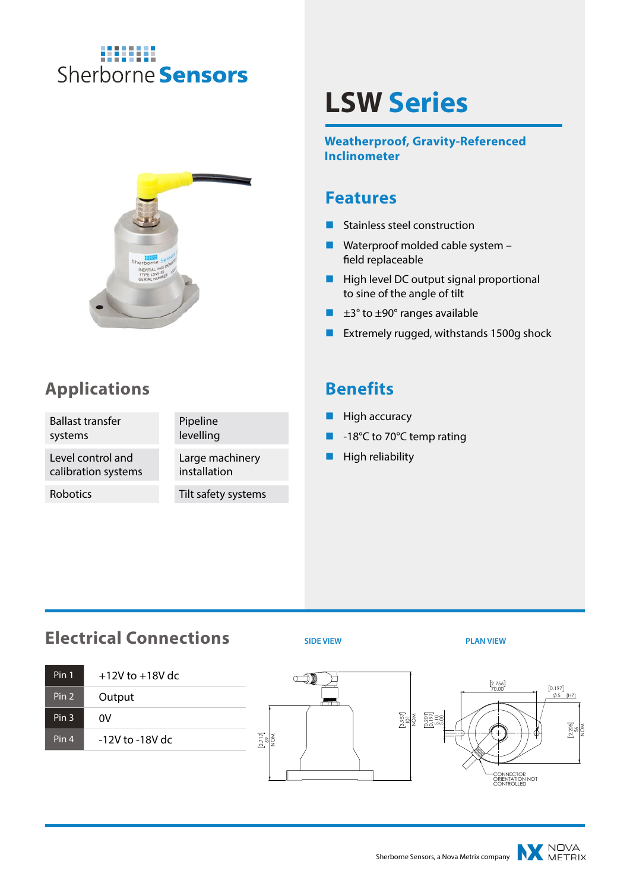Sherborne Sensors

# LSW Series

**Weatherproof, Gravity-Referenced Inclinometer**

## Features

- Stainless steel construction
- Waterproof molded cable system – field replaceable
- High level DC output signal proportional to sine of the angle of tilt
- ±3° to ±90° ranges available
- Extremely rugged, withstands 1500g shock

## Applications

| | |
|---|---|
| Ballast transfer systems | Pipeline levelling |
| Level control and calibration systems | Large machinery installation |
| Robotics | Tilt safety systems |

## Benefits

- High accuracy
- -18°C to 70°C temp rating
- High reliability

## Electrical Connections

| | |
|---|---|
| Pin 1 | +12V to +18V dc |
| Pin 2 | Output |
| Pin 3 | 0V |
| Pin 4 | -12V to -18V dc |

SIDE VIEW

[2.717] 69 NOM

[3.957] 101 NOM

PLAN VIEW

[2.756] 70.00

[0.197] Ø5 (H7)

[0.201] [0.197] 5.10 5.00

[2.205] 56 NOM

CONNECTOR ORIENTATION NOT CONTROLLED

Sherborne Sensors, a Nova Metrix company

NOVA METRIX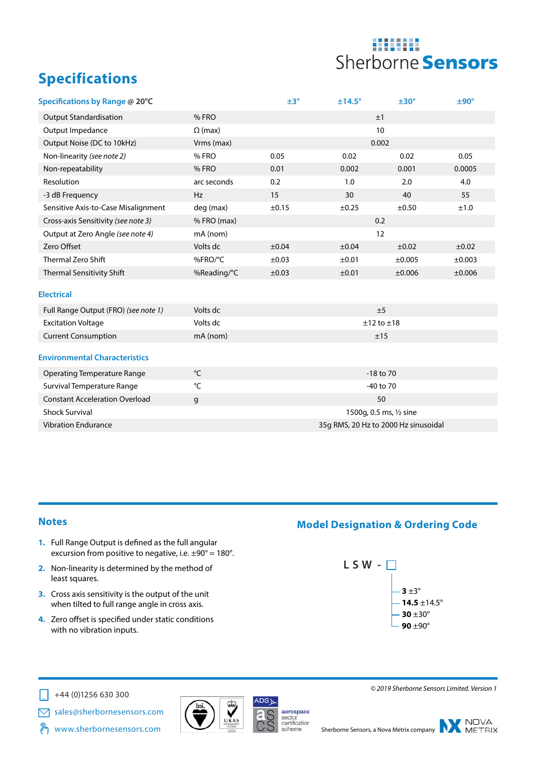Sherborne Sensors

# Specifications

| Specifications by Range @ 20°C | | ±3° | ±14.5° | ±30° | ±90° |
|---|---|---|---|---|---|
| Output Standardisation | % FRO | | ±1 | | |
| Output Impedance | Ω (max) | | 10 | | |
| Output Noise (DC to 10kHz) | Vrms (max) | | 0.002 | | |
| Non-linearity *(see note 2)* | % FRO | 0.05 | 0.02 | 0.02 | 0.05 |
| Non-repeatability | % FRO | 0.01 | 0.002 | 0.001 | 0.0005 |
| Resolution | arc seconds | 0.2 | 1.0 | 2.0 | 4.0 |
| -3 dB Frequency | Hz | 15 | 30 | 40 | 55 |
| Sensitive Axis-to-Case Misalignment | deg (max) | ±0.15 | ±0.25 | ±0.50 | ±1.0 |
| Cross-axis Sensitivity *(see note 3)* | % FRO (max) | | 0.2 | | |
| Output at Zero Angle *(see note 4)* | mA (nom) | | 12 | | |
| Zero Offset | Volts dc | ±0.04 | ±0.04 | ±0.02 | ±0.02 |
| Thermal Zero Shift | %FRO/°C | ±0.03 | ±0.01 | ±0.005 | ±0.003 |
| Thermal Sensitivity Shift | %Reading/°C | ±0.03 | ±0.01 | ±0.006 | ±0.006 |

## Electrical

| | | |
|---|---|---|
| Full Range Output (FRO) *(see note 1)* | Volts dc | ±5 |
| Excitation Voltage | Volts dc | ±12 to ±18 |
| Current Consumption | mA (nom) | ±15 |

## Environmental Characteristics

| | | |
|---|---|---|
| Operating Temperature Range | °C | -18 to 70 |
| Survival Temperature Range | °C | -40 to 70 |
| Constant Acceleration Overload | g | 50 |
| Shock Survival | | 1500g, 0.5 ms, ½ sine |
| Vibration Endurance | | 35g RMS, 20 Hz to 2000 Hz sinusoidal |

## Notes

1. Full Range Output is defined as the full angular excursion from positive to negative, i.e. ±90° = 180°.
2. Non-linearity is determined by the method of least squares.
3. Cross axis sensitivity is the output of the unit when tilted to full range angle in cross axis.
4. Zero offset is specified under static conditions with no vibration inputs.

## Model Designation & Ordering Code

LSW - ☐

- **3** ±3°
- **14.5** ±14.5°
- **30** ±30°
- **90** ±90°

+44 (0)1256 630 300
sales@sherbornesensors.com
www.sherbornesensors.com

© 2019 Sherborne Sensors Limited. Version 1

Sherborne Sensors, a Nova Metrix company